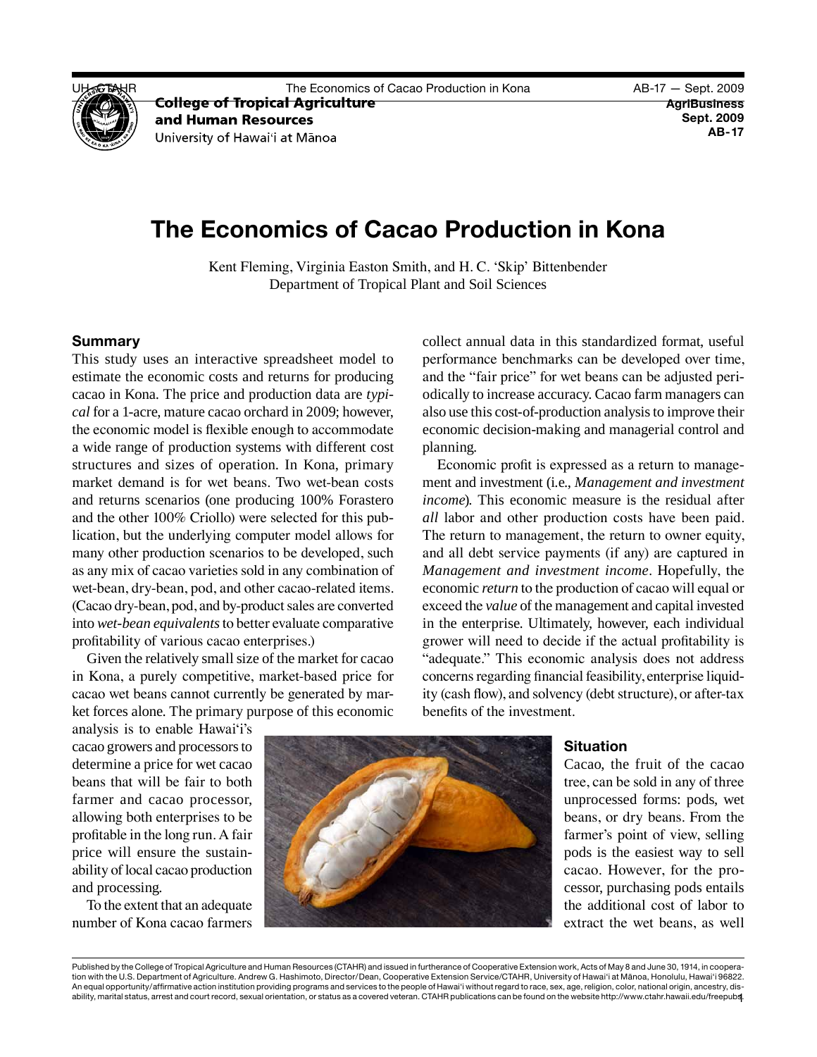College of Tropical Agriculture and Human Resources
University of Hawai'i at Mānoa

AgriBusiness
Sept. 2009
AB-17

# The Economics of Cacao Production in Kona

Kent Fleming, Virginia Easton Smith, and H. C. 'Skip' Bittenbender
Department of Tropical Plant and Soil Sciences

## Summary

This study uses an interactive spreadsheet model to estimate the economic costs and returns for producing cacao in Kona. The price and production data are *typical* for a 1-acre, mature cacao orchard in 2009; however, the economic model is flexible enough to accommodate a wide range of production systems with different cost structures and sizes of operation. In Kona, primary market demand is for wet beans. Two wet-bean costs and returns scenarios (one producing 100% Forastero and the other 100% Criollo) were selected for this publication, but the underlying computer model allows for many other production scenarios to be developed, such as any mix of cacao varieties sold in any combination of wet-bean, dry-bean, pod, and other cacao-related items. (Cacao dry-bean, pod, and by-product sales are converted into *wet-bean equivalents* to better evaluate comparative profitability of various cacao enterprises.)

Given the relatively small size of the market for cacao in Kona, a purely competitive, market-based price for cacao wet beans cannot currently be generated by market forces alone. The primary purpose of this economic analysis is to enable Hawai'i's cacao growers and processors to determine a price for wet cacao beans that will be fair to both farmer and cacao processor, allowing both enterprises to be profitable in the long run. A fair price will ensure the sustainability of local cacao production and processing.

To the extent that an adequate number of Kona cacao farmers collect annual data in this standardized format, useful performance benchmarks can be developed over time, and the "fair price" for wet beans can be adjusted periodically to increase accuracy. Cacao farm managers can also use this cost-of-production analysis to improve their economic decision-making and managerial control and planning.

Economic profit is expressed as a return to management and investment (i.e., *Management and investment income*). This economic measure is the residual after *all* labor and other production costs have been paid. The return to management, the return to owner equity, and all debt service payments (if any) are captured in *Management and investment income*. Hopefully, the economic *return* to the production of cacao will equal or exceed the *value* of the management and capital invested in the enterprise. Ultimately, however, each individual grower will need to decide if the actual profitability is "adequate." This economic analysis does not address concerns regarding financial feasibility, enterprise liquidity (cash flow), and solvency (debt structure), or after-tax benefits of the investment.

## Situation

Cacao, the fruit of the cacao tree, can be sold in any of three unprocessed forms: pods, wet beans, or dry beans. From the farmer's point of view, selling pods is the easiest way to sell cacao. However, for the processor, purchasing pods entails the additional cost of labor to extract the wet beans, as well

Published by the College of Tropical Agriculture and Human Resources (CTAHR) and issued in furtherance of Cooperative Extension work, Acts of May 8 and June 30, 1914, in cooperation with the U.S. Department of Agriculture. Andrew G. Hashimoto, Director/Dean, Cooperative Extension Service/CTAHR, University of Hawai'i at Mānoa, Honolulu, Hawai'i 96822. An equal opportunity/affirmative action institution providing programs and services to the people of Hawai'i without regard to race, sex, age, religion, color, national origin, ancestry, disability, marital status, arrest and court record, sexual orientation, or status as a covered veteran. CTAHR publications can be found on the website http://www.ctahr.hawaii.edu/freepubs.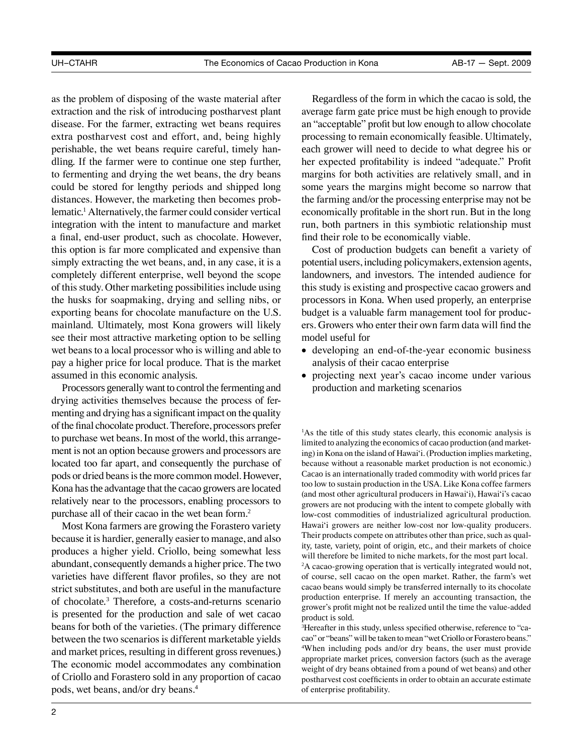as the problem of disposing of the waste material after extraction and the risk of introducing postharvest plant disease. For the farmer, extracting wet beans requires extra postharvest cost and effort, and, being highly perishable, the wet beans require careful, timely handling. If the farmer were to continue one step further, to fermenting and drying the wet beans, the dry beans could be stored for lengthy periods and shipped long distances. However, the marketing then becomes problematic.[1] Alternatively, the farmer could consider vertical integration with the intent to manufacture and market a final, end-user product, such as chocolate. However, this option is far more complicated and expensive than simply extracting the wet beans, and, in any case, it is a completely different enterprise, well beyond the scope of this study. Other marketing possibilities include using the husks for soapmaking, drying and selling nibs, or exporting beans for chocolate manufacture on the U.S. mainland. Ultimately, most Kona growers will likely see their most attractive marketing option to be selling wet beans to a local processor who is willing and able to pay a higher price for local produce. That is the market assumed in this economic analysis.

Processors generally want to control the fermenting and drying activities themselves because the process of fermenting and drying has a significant impact on the quality of the final chocolate product. Therefore, processors prefer to purchase wet beans. In most of the world, this arrangement is not an option because growers and processors are located too far apart, and consequently the purchase of pods or dried beans is the more common model. However, Kona has the advantage that the cacao growers are located relatively near to the processors, enabling processors to purchase all of their cacao in the wet bean form.[2]

Most Kona farmers are growing the Forastero variety because it is hardier, generally easier to manage, and also produces a higher yield. Criollo, being somewhat less abundant, consequently demands a higher price. The two varieties have different flavor profiles, so they are not strict substitutes, and both are useful in the manufacture of chocolate.[3] Therefore, a costs-and-returns scenario is presented for the production and sale of wet cacao beans for both of the varieties. (The primary difference between the two scenarios is different marketable yields and market prices, resulting in different gross revenues.) The economic model accommodates any combination of Criollo and Forastero sold in any proportion of cacao pods, wet beans, and/or dry beans.[4]

Regardless of the form in which the cacao is sold, the average farm gate price must be high enough to provide an "acceptable" profit but low enough to allow chocolate processing to remain economically feasible. Ultimately, each grower will need to decide to what degree his or her expected profitability is indeed "adequate." Profit margins for both activities are relatively small, and in some years the margins might become so narrow that the farming and/or the processing enterprise may not be economically profitable in the short run. But in the long run, both partners in this symbiotic relationship must find their role to be economically viable.

Cost of production budgets can benefit a variety of potential users, including policymakers, extension agents, landowners, and investors. The intended audience for this study is existing and prospective cacao growers and processors in Kona. When used properly, an enterprise budget is a valuable farm management tool for producers. Growers who enter their own farm data will find the model useful for

- developing an end-of-the-year economic business analysis of their cacao enterprise
- projecting next year's cacao income under various production and marketing scenarios

---

[1]As the title of this study states clearly, this economic analysis is limited to analyzing the economics of cacao production (and marketing) in Kona on the island of Hawai'i. (Production implies marketing, because without a reasonable market production is not economic.) Cacao is an internationally traded commodity with world prices far too low to sustain production in the USA. Like Kona coffee farmers (and most other agricultural producers in Hawai'i), Hawai'i's cacao growers are not producing with the intent to compete globally with low-cost commodities of industrialized agricultural production. Hawai'i growers are neither low-cost nor low-quality producers. Their products compete on attributes other than price, such as quality, taste, variety, point of origin, etc., and their markets of choice will therefore be limited to niche markets, for the most part local.

[2]A cacao-growing operation that is vertically integrated would not, of course, sell cacao on the open market. Rather, the farm's wet cacao beans would simply be transferred internally to its chocolate production enterprise. If merely an accounting transaction, the grower's profit might not be realized until the time the value-added product is sold.

[3]Hereafter in this study, unless specified otherwise, reference to "cacao" or "beans" will be taken to mean "wet Criollo or Forastero beans."

[4]When including pods and/or dry beans, the user must provide appropriate market prices, conversion factors (such as the average weight of dry beans obtained from a pound of wet beans) and other postharvest cost coefficients in order to obtain an accurate estimate of enterprise profitability.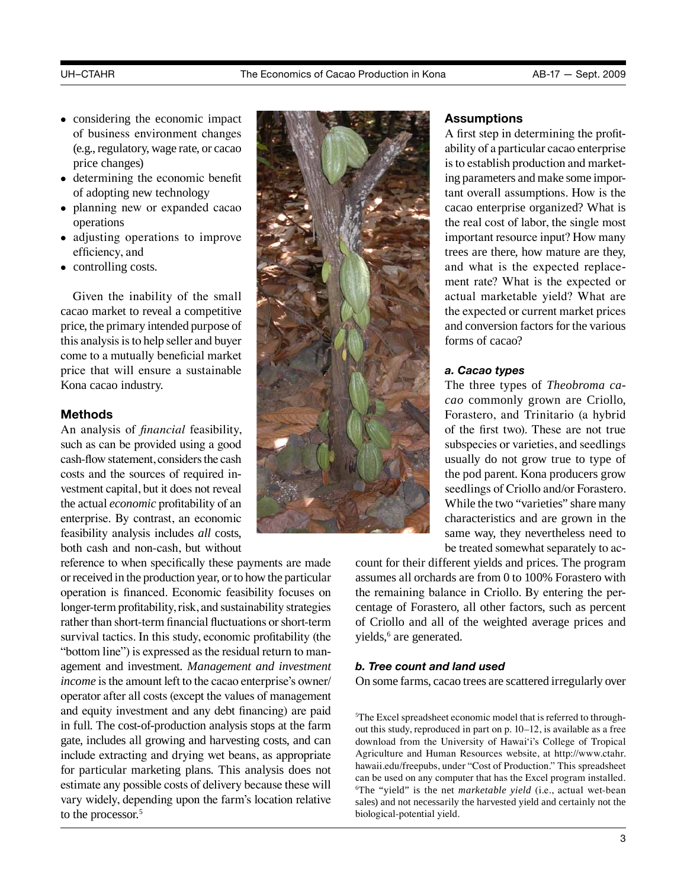- considering the economic impact of business environment changes (e.g., regulatory, wage rate, or cacao price changes)
- determining the economic benefit of adopting new technology
- planning new or expanded cacao operations
- adjusting operations to improve efficiency, and
- controlling costs.

Given the inability of the small cacao market to reveal a competitive price, the primary intended purpose of this analysis is to help seller and buyer come to a mutually beneficial market price that will ensure a sustainable Kona cacao industry.

## Methods

An analysis of *financial* feasibility, such as can be provided using a good cash-flow statement, considers the cash costs and the sources of required investment capital, but it does not reveal the actual *economic* profitability of an enterprise. By contrast, an economic feasibility analysis includes *all* costs, both cash and non-cash, but without reference to when specifically these payments are made or received in the production year, or to how the particular operation is financed. Economic feasibility focuses on longer-term profitability, risk, and sustainability strategies rather than short-term financial fluctuations or short-term survival tactics. In this study, economic profitability (the "bottom line") is expressed as the residual return to management and investment. *Management and investment income* is the amount left to the cacao enterprise's owner/operator after all costs (except the values of management and equity investment and any debt financing) are paid in full. The cost-of-production analysis stops at the farm gate, includes all growing and harvesting costs, and can include extracting and drying wet beans, as appropriate for particular marketing plans. This analysis does not estimate any possible costs of delivery because these will vary widely, depending upon the farm's location relative to the processor.[5]

## Assumptions

A first step in determining the profitability of a particular cacao enterprise is to establish production and marketing parameters and make some important overall assumptions. How is the cacao enterprise organized? What is the real cost of labor, the single most important resource input? How many trees are there, how mature are they, and what is the expected replacement rate? What is the expected or actual marketable yield? What are the expected or current market prices and conversion factors for the various forms of cacao?

### *a. Cacao types*

The three types of *Theobroma cacao* commonly grown are Criollo, Forastero, and Trinitario (a hybrid of the first two). These are not true subspecies or varieties, and seedlings usually do not grow true to type of the pod parent. Kona producers grow seedlings of Criollo and/or Forastero. While the two "varieties" share many characteristics and are grown in the same way, they nevertheless need to be treated somewhat separately to account for their different yields and prices. The program assumes all orchards are from 0 to 100% Forastero with the remaining balance in Criollo. By entering the percentage of Forastero, all other factors, such as percent of Criollo and all of the weighted average prices and yields,[6] are generated.

### *b. Tree count and land used*

On some farms, cacao trees are scattered irregularly over

[5] The Excel spreadsheet economic model that is referred to throughout this study, reproduced in part on p. 10–12, is available as a free download from the University of Hawai'i's College of Tropical Agriculture and Human Resources website, at http://www.ctahr.hawaii.edu/freepubs, under "Cost of Production." This spreadsheet can be used on any computer that has the Excel program installed.

[6] The "yield" is the net *marketable yield* (i.e., actual wet-bean sales) and not necessarily the harvested yield and certainly not the biological-potential yield.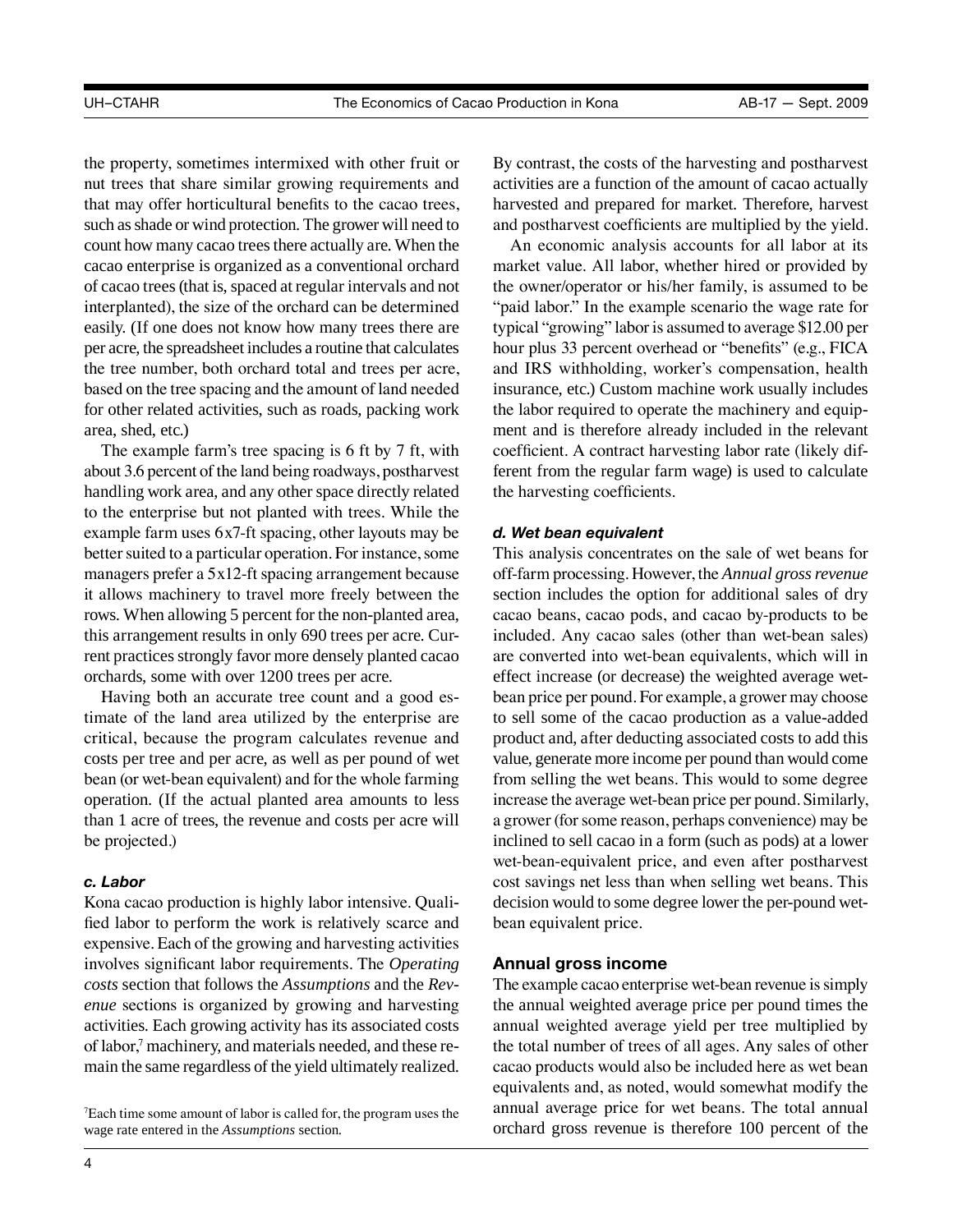the property, sometimes intermixed with other fruit or nut trees that share similar growing requirements and that may offer horticultural benefits to the cacao trees, such as shade or wind protection. The grower will need to count how many cacao trees there actually are. When the cacao enterprise is organized as a conventional orchard of cacao trees (that is, spaced at regular intervals and not interplanted), the size of the orchard can be determined easily. (If one does not know how many trees there are per acre, the spreadsheet includes a routine that calculates the tree number, both orchard total and trees per acre, based on the tree spacing and the amount of land needed for other related activities, such as roads, packing work area, shed, etc.)

The example farm's tree spacing is 6 ft by 7 ft, with about 3.6 percent of the land being roadways, postharvest handling work area, and any other space directly related to the enterprise but not planted with trees. While the example farm uses 6x7-ft spacing, other layouts may be better suited to a particular operation. For instance, some managers prefer a 5x12-ft spacing arrangement because it allows machinery to travel more freely between the rows. When allowing 5 percent for the non-planted area, this arrangement results in only 690 trees per acre. Current practices strongly favor more densely planted cacao orchards, some with over 1200 trees per acre.

Having both an accurate tree count and a good estimate of the land area utilized by the enterprise are critical, because the program calculates revenue and costs per tree and per acre, as well as per pound of wet bean (or wet-bean equivalent) and for the whole farming operation. (If the actual planted area amounts to less than 1 acre of trees, the revenue and costs per acre will be projected.)

#### *c. Labor*

Kona cacao production is highly labor intensive. Qualified labor to perform the work is relatively scarce and expensive. Each of the growing and harvesting activities involves significant labor requirements. The *Operating costs* section that follows the *Assumptions* and the *Revenue* sections is organized by growing and harvesting activities. Each growing activity has its associated costs of labor,[7] machinery, and materials needed, and these remain the same regardless of the yield ultimately realized. By contrast, the costs of the harvesting and postharvest activities are a function of the amount of cacao actually harvested and prepared for market. Therefore, harvest and postharvest coefficients are multiplied by the yield.

An economic analysis accounts for all labor at its market value. All labor, whether hired or provided by the owner/operator or his/her family, is assumed to be "paid labor." In the example scenario the wage rate for typical "growing" labor is assumed to average $12.00 per hour plus 33 percent overhead or "benefits" (e.g., FICA and IRS withholding, worker's compensation, health insurance, etc.) Custom machine work usually includes the labor required to operate the machinery and equipment and is therefore already included in the relevant coefficient. A contract harvesting labor rate (likely different from the regular farm wage) is used to calculate the harvesting coefficients.

[7]Each time some amount of labor is called for, the program uses the wage rate entered in the *Assumptions* section.

#### *d. Wet bean equivalent*

This analysis concentrates on the sale of wet beans for off-farm processing. However, the *Annual gross revenue* section includes the option for additional sales of dry cacao beans, cacao pods, and cacao by-products to be included. Any cacao sales (other than wet-bean sales) are converted into wet-bean equivalents, which will in effect increase (or decrease) the weighted average wet-bean price per pound. For example, a grower may choose to sell some of the cacao production as a value-added product and, after deducting associated costs to add this value, generate more income per pound than would come from selling the wet beans. This would to some degree increase the average wet-bean price per pound. Similarly, a grower (for some reason, perhaps convenience) may be inclined to sell cacao in a form (such as pods) at a lower wet-bean-equivalent price, and even after postharvest cost savings net less than when selling wet beans. This decision would to some degree lower the per-pound wet-bean equivalent price.

### Annual gross income

The example cacao enterprise wet-bean revenue is simply the annual weighted average price per pound times the annual weighted average yield per tree multiplied by the total number of trees of all ages. Any sales of other cacao products would also be included here as wet bean equivalents and, as noted, would somewhat modify the annual average price for wet beans. The total annual orchard gross revenue is therefore 100 percent of the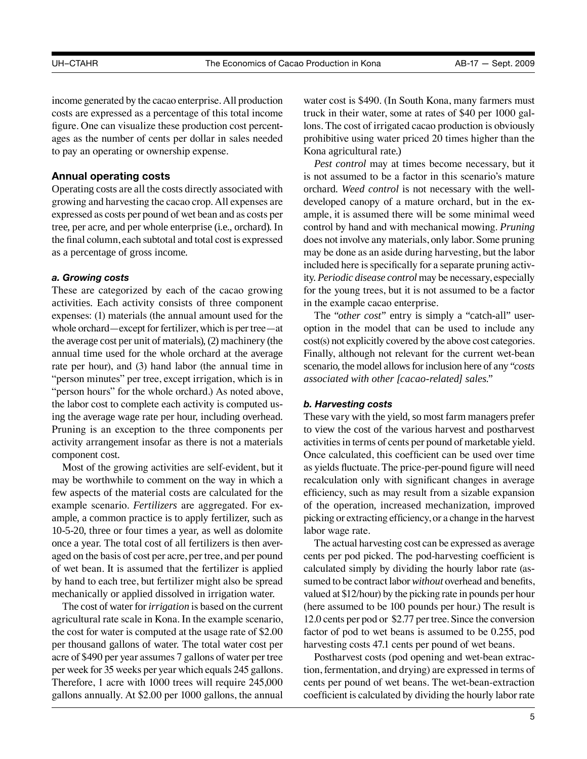income generated by the cacao enterprise. All production costs are expressed as a percentage of this total income figure. One can visualize these production cost percentages as the number of cents per dollar in sales needed to pay an operating or ownership expense.

### Annual operating costs

Operating costs are all the costs directly associated with growing and harvesting the cacao crop. All expenses are expressed as costs per pound of wet bean and as costs per tree, per acre, and per whole enterprise (i.e., orchard). In the final column, each subtotal and total cost is expressed as a percentage of gross income.

#### *a. Growing costs*

These are categorized by each of the cacao growing activities. Each activity consists of three component expenses: (1) materials (the annual amount used for the whole orchard—except for fertilizer, which is per tree—at the average cost per unit of materials), (2) machinery (the annual time used for the whole orchard at the average rate per hour), and (3) hand labor (the annual time in "person minutes" per tree, except irrigation, which is in "person hours" for the whole orchard.) As noted above, the labor cost to complete each activity is computed using the average wage rate per hour, including overhead. Pruning is an exception to the three components per activity arrangement insofar as there is not a materials component cost.

Most of the growing activities are self-evident, but it may be worthwhile to comment on the way in which a few aspects of the material costs are calculated for the example scenario. *Fertilizers* are aggregated. For example, a common practice is to apply fertilizer, such as 10-5-20, three or four times a year, as well as dolomite once a year. The total cost of all fertilizers is then averaged on the basis of cost per acre, per tree, and per pound of wet bean. It is assumed that the fertilizer is applied by hand to each tree, but fertilizer might also be spread mechanically or applied dissolved in irrigation water.

The cost of water for *irrigation* is based on the current agricultural rate scale in Kona. In the example scenario, the cost for water is computed at the usage rate of $2.00 per thousand gallons of water. The total water cost per acre of $490 per year assumes 7 gallons of water per tree per week for 35 weeks per year which equals 245 gallons. Therefore, 1 acre with 1000 trees will require 245,000 gallons annually. At $2.00 per 1000 gallons, the annual water cost is $490. (In South Kona, many farmers must truck in their water, some at rates of $40 per 1000 gallons. The cost of irrigated cacao production is obviously prohibitive using water priced 20 times higher than the Kona agricultural rate.)

*Pest control* may at times become necessary, but it is not assumed to be a factor in this scenario's mature orchard. *Weed control* is not necessary with the well-developed canopy of a mature orchard, but in the example, it is assumed there will be some minimal weed control by hand and with mechanical mowing. *Pruning* does not involve any materials, only labor. Some pruning may be done as an aside during harvesting, but the labor included here is specifically for a separate pruning activity. *Periodic disease control* may be necessary, especially for the young trees, but it is not assumed to be a factor in the example cacao enterprise.

The "*other cost*" entry is simply a "catch-all" user-option in the model that can be used to include any cost(s) not explicitly covered by the above cost categories. Finally, although not relevant for the current wet-bean scenario, the model allows for inclusion here of any "*costs associated with other [cacao-related] sales.*"

#### *b. Harvesting costs*

These vary with the yield, so most farm managers prefer to view the cost of the various harvest and postharvest activities in terms of cents per pound of marketable yield. Once calculated, this coefficient can be used over time as yields fluctuate. The price-per-pound figure will need recalculation only with significant changes in average efficiency, such as may result from a sizable expansion of the operation, increased mechanization, improved picking or extracting efficiency, or a change in the harvest labor wage rate.

The actual harvesting cost can be expressed as average cents per pod picked. The pod-harvesting coefficient is calculated simply by dividing the hourly labor rate (assumed to be contract labor *without* overhead and benefits, valued at $12/hour) by the picking rate in pounds per hour (here assumed to be 100 pounds per hour.) The result is 12.0 cents per pod or $2.77 per tree. Since the conversion factor of pod to wet beans is assumed to be 0.255, pod harvesting costs 47.1 cents per pound of wet beans.

Postharvest costs (pod opening and wet-bean extraction, fermentation, and drying) are expressed in terms of cents per pound of wet beans. The wet-bean-extraction coefficient is calculated by dividing the hourly labor rate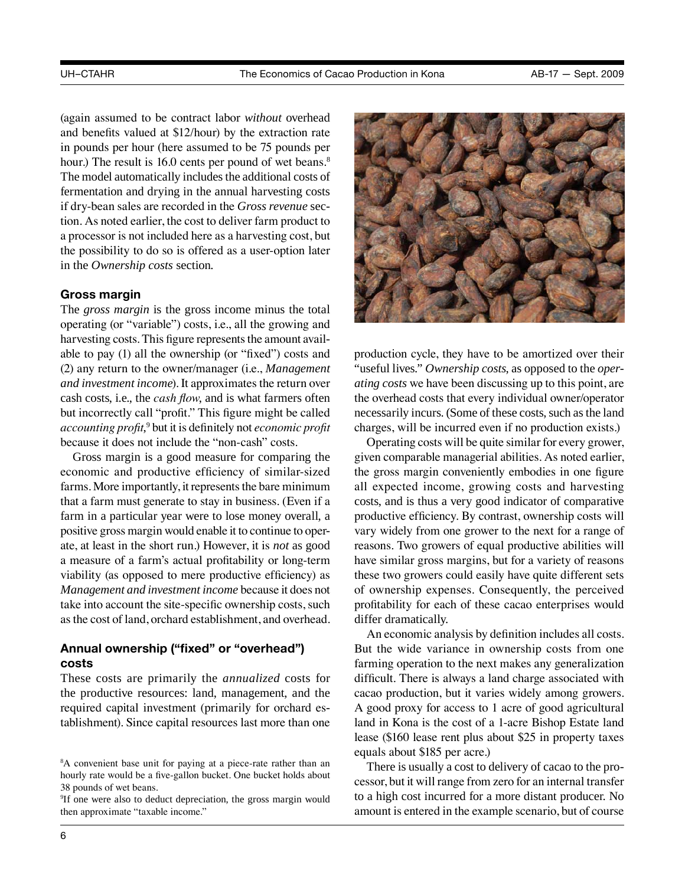(again assumed to be contract labor *without* overhead and benefits valued at $12/hour) by the extraction rate in pounds per hour (here assumed to be 75 pounds per hour.) The result is 16.0 cents per pound of wet beans.[8] The model automatically includes the additional costs of fermentation and drying in the annual harvesting costs if dry-bean sales are recorded in the *Gross revenue* section. As noted earlier, the cost to deliver farm product to a processor is not included here as a harvesting cost, but the possibility to do so is offered as a user-option later in the *Ownership costs* section.

### Gross margin

The *gross margin* is the gross income minus the total operating (or "variable") costs, i.e., all the growing and harvesting costs. This figure represents the amount available to pay (1) all the ownership (or "fixed") costs and (2) any return to the owner/manager (i.e., *Management and investment income*). It approximates the return over cash costs, i.e., the *cash flow,* and is what farmers often but incorrectly call "profit." This figure might be called *accounting profit,*[9] but it is definitely not *economic profit* because it does not include the "non-cash" costs.

Gross margin is a good measure for comparing the economic and productive efficiency of similar-sized farms. More importantly, it represents the bare minimum that a farm must generate to stay in business. (Even if a farm in a particular year were to lose money overall, a positive gross margin would enable it to continue to operate, at least in the short run.) However, it is *not* as good a measure of a farm's actual profitability or long-term viability (as opposed to mere productive efficiency) as *Management and investment income* because it does not take into account the site-specific ownership costs, such as the cost of land, orchard establishment, and overhead.

### Annual ownership ("fixed" or "overhead") costs

These costs are primarily the *annualized* costs for the productive resources: land, management, and the required capital investment (primarily for orchard establishment). Since capital resources last more than one production cycle, they have to be amortized over their "useful lives." *Ownership costs,* as opposed to the *operating costs* we have been discussing up to this point, are the overhead costs that every individual owner/operator necessarily incurs. (Some of these costs, such as the land charges, will be incurred even if no production exists.)

Operating costs will be quite similar for every grower, given comparable managerial abilities. As noted earlier, the gross margin conveniently embodies in one figure all expected income, growing costs and harvesting costs, and is thus a very good indicator of comparative productive efficiency. By contrast, ownership costs will vary widely from one grower to the next for a range of reasons. Two growers of equal productive abilities will have similar gross margins, but for a variety of reasons these two growers could easily have quite different sets of ownership expenses. Consequently, the perceived profitability for each of these cacao enterprises would differ dramatically.

An economic analysis by definition includes all costs. But the wide variance in ownership costs from one farming operation to the next makes any generalization difficult. There is always a land charge associated with cacao production, but it varies widely among growers. A good proxy for access to 1 acre of good agricultural land in Kona is the cost of a 1-acre Bishop Estate land lease ($160 lease rent plus about $25 in property taxes equals about $185 per acre.)

There is usually a cost to delivery of cacao to the processor, but it will range from zero for an internal transfer to a high cost incurred for a more distant producer. No amount is entered in the example scenario, but of course

---

[8] A convenient base unit for paying at a piece-rate rather than an hourly rate would be a five-gallon bucket. One bucket holds about 38 pounds of wet beans.

[9] If one were also to deduct depreciation, the gross margin would then approximate "taxable income."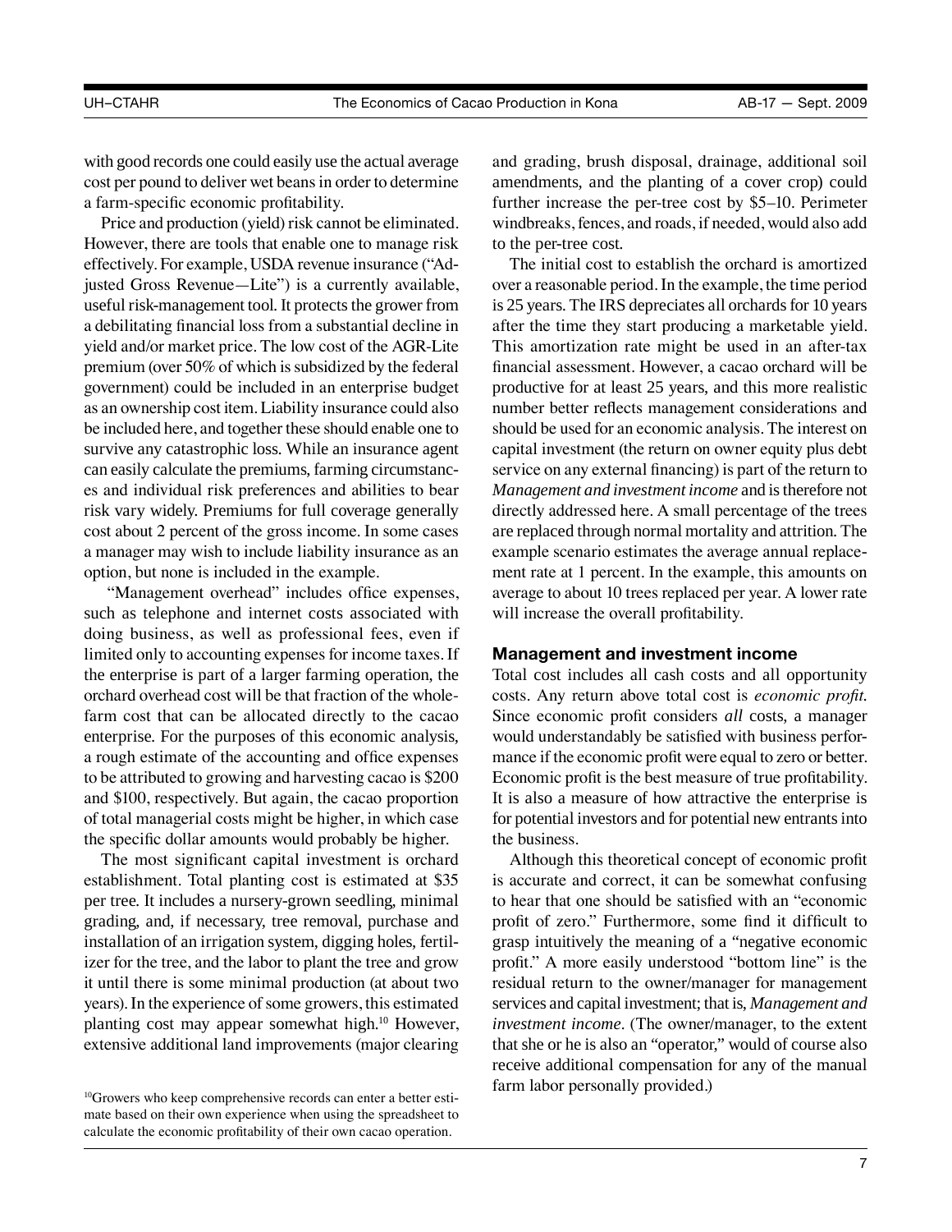with good records one could easily use the actual average cost per pound to deliver wet beans in order to determine a farm-specific economic profitability.

Price and production (yield) risk cannot be eliminated. However, there are tools that enable one to manage risk effectively. For example, USDA revenue insurance ("Adjusted Gross Revenue—Lite") is a currently available, useful risk-management tool. It protects the grower from a debilitating financial loss from a substantial decline in yield and/or market price. The low cost of the AGR-Lite premium (over 50% of which is subsidized by the federal government) could be included in an enterprise budget as an ownership cost item. Liability insurance could also be included here, and together these should enable one to survive any catastrophic loss. While an insurance agent can easily calculate the premiums, farming circumstances and individual risk preferences and abilities to bear risk vary widely. Premiums for full coverage generally cost about 2 percent of the gross income. In some cases a manager may wish to include liability insurance as an option, but none is included in the example.

"Management overhead" includes office expenses, such as telephone and internet costs associated with doing business, as well as professional fees, even if limited only to accounting expenses for income taxes. If the enterprise is part of a larger farming operation, the orchard overhead cost will be that fraction of the whole-farm cost that can be allocated directly to the cacao enterprise. For the purposes of this economic analysis, a rough estimate of the accounting and office expenses to be attributed to growing and harvesting cacao is $200 and $100, respectively. But again, the cacao proportion of total managerial costs might be higher, in which case the specific dollar amounts would probably be higher.

The most significant capital investment is orchard establishment. Total planting cost is estimated at $35 per tree. It includes a nursery-grown seedling, minimal grading, and, if necessary, tree removal, purchase and installation of an irrigation system, digging holes, fertilizer for the tree, and the labor to plant the tree and grow it until there is some minimal production (at about two years). In the experience of some growers, this estimated planting cost may appear somewhat high.[10] However, extensive additional land improvements (major clearing and grading, brush disposal, drainage, additional soil amendments, and the planting of a cover crop) could further increase the per-tree cost by $5–10. Perimeter windbreaks, fences, and roads, if needed, would also add to the per-tree cost.

The initial cost to establish the orchard is amortized over a reasonable period. In the example, the time period is 25 years. The IRS depreciates all orchards for 10 years after the time they start producing a marketable yield. This amortization rate might be used in an after-tax financial assessment. However, a cacao orchard will be productive for at least 25 years, and this more realistic number better reflects management considerations and should be used for an economic analysis. The interest on capital investment (the return on owner equity plus debt service on any external financing) is part of the return to *Management and investment income* and is therefore not directly addressed here. A small percentage of the trees are replaced through normal mortality and attrition. The example scenario estimates the average annual replacement rate at 1 percent. In the example, this amounts on average to about 10 trees replaced per year. A lower rate will increase the overall profitability.

### Management and investment income

Total cost includes all cash costs and all opportunity costs. Any return above total cost is *economic profit*. Since economic profit considers *all* costs, a manager would understandably be satisfied with business performance if the economic profit were equal to zero or better. Economic profit is the best measure of true profitability. It is also a measure of how attractive the enterprise is for potential investors and for potential new entrants into the business.

Although this theoretical concept of economic profit is accurate and correct, it can be somewhat confusing to hear that one should be satisfied with an "economic profit of zero." Furthermore, some find it difficult to grasp intuitively the meaning of a "negative economic profit." A more easily understood "bottom line" is the residual return to the owner/manager for management services and capital investment; that is, *Management and investment income*. (The owner/manager, to the extent that she or he is also an "operator," would of course also receive additional compensation for any of the manual farm labor personally provided.)

---

[10] Growers who keep comprehensive records can enter a better estimate based on their own experience when using the spreadsheet to calculate the economic profitability of their own cacao operation.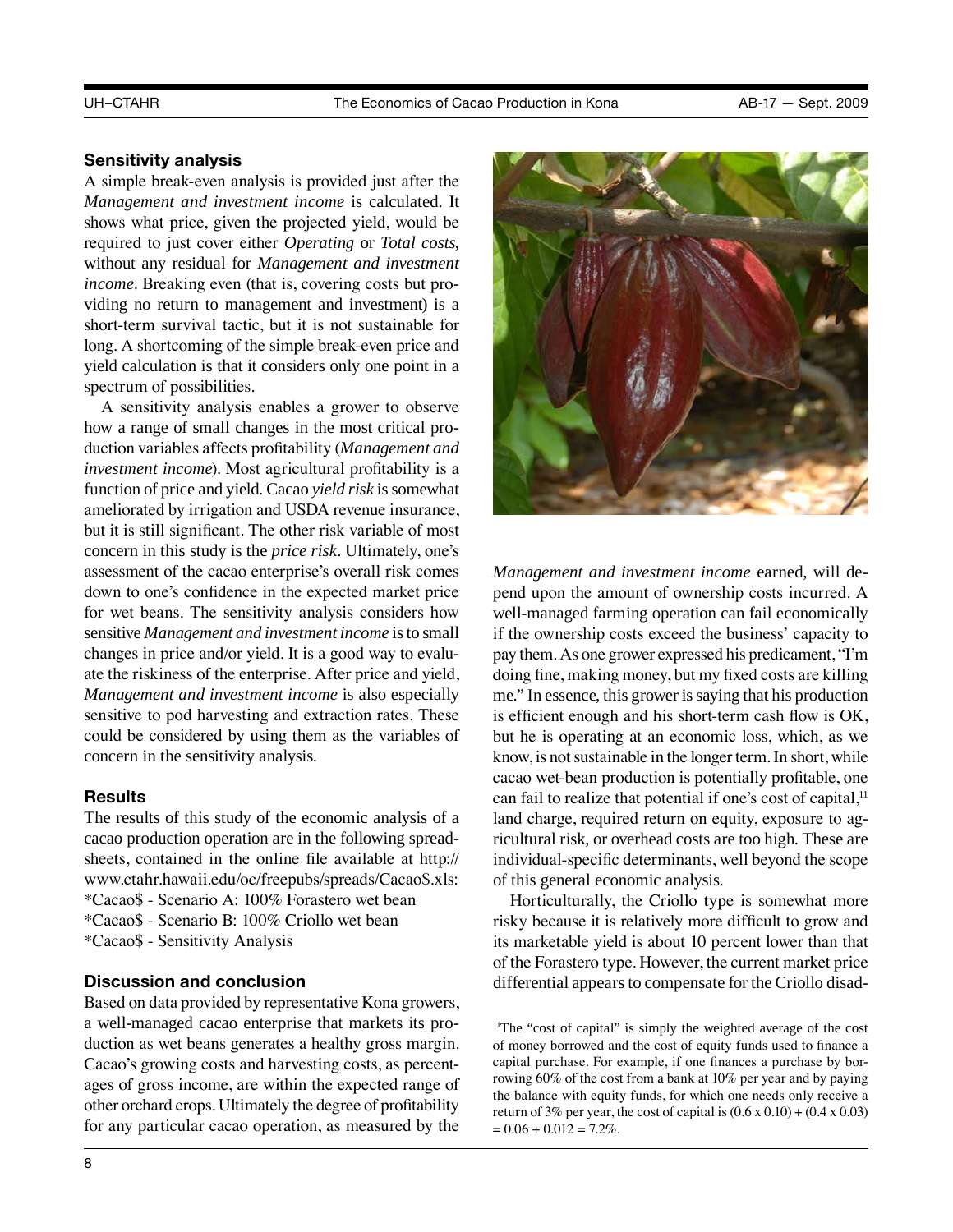## Sensitivity analysis

A simple break-even analysis is provided just after the *Management and investment income* is calculated. It shows what price, given the projected yield, would be required to just cover either *Operating* or *Total costs,* without any residual for *Management and investment income*. Breaking even (that is, covering costs but providing no return to management and investment) is a short-term survival tactic, but it is not sustainable for long. A shortcoming of the simple break-even price and yield calculation is that it considers only one point in a spectrum of possibilities.

A sensitivity analysis enables a grower to observe how a range of small changes in the most critical production variables affects profitability (*Management and investment income*). Most agricultural profitability is a function of price and yield. Cacao *yield risk* is somewhat ameliorated by irrigation and USDA revenue insurance, but it is still significant. The other risk variable of most concern in this study is the *price risk*. Ultimately, one's assessment of the cacao enterprise's overall risk comes down to one's confidence in the expected market price for wet beans. The sensitivity analysis considers how sensitive *Management and investment income* is to small changes in price and/or yield. It is a good way to evaluate the riskiness of the enterprise. After price and yield, *Management and investment income* is also especially sensitive to pod harvesting and extraction rates. These could be considered by using them as the variables of concern in the sensitivity analysis.

## Results

The results of this study of the economic analysis of a cacao production operation are in the following spreadsheets, contained in the online file available at http://www.ctahr.hawaii.edu/oc/freepubs/spreads/Cacao$.xls:

*Cacao$ - Scenario A: 100% Forastero wet bean
*Cacao$ - Scenario B: 100% Criollo wet bean
*Cacao$ - Sensitivity Analysis

## Discussion and conclusion

Based on data provided by representative Kona growers, a well-managed cacao enterprise that markets its production as wet beans generates a healthy gross margin. Cacao's growing costs and harvesting costs, as percentages of gross income, are within the expected range of other orchard crops. Ultimately the degree of profitability for any particular cacao operation, as measured by the *Management and investment income* earned, will depend upon the amount of ownership costs incurred. A well-managed farming operation can fail economically if the ownership costs exceed the business' capacity to pay them. As one grower expressed his predicament, "I'm doing fine, making money, but my fixed costs are killing me." In essence, this grower is saying that his production is efficient enough and his short-term cash flow is OK, but he is operating at an economic loss, which, as we know, is not sustainable in the longer term. In short, while cacao wet-bean production is potentially profitable, one can fail to realize that potential if one's cost of capital,[11] land charge, required return on equity, exposure to agricultural risk, or overhead costs are too high. These are individual-specific determinants, well beyond the scope of this general economic analysis.

Horticulturally, the Criollo type is somewhat more risky because it is relatively more difficult to grow and its marketable yield is about 10 percent lower than that of the Forastero type. However, the current market price differential appears to compensate for the Criollo disad-

[11]The "cost of capital" is simply the weighted average of the cost of money borrowed and the cost of equity funds used to finance a capital purchase. For example, if one finances a purchase by borrowing 60% of the cost from a bank at 10% per year and by paying the balance with equity funds, for which one needs only receive a return of 3% per year, the cost of capital is $(0.6 \times 0.10) + (0.4 \times 0.03) = 0.06 + 0.012 = 7.2\%$.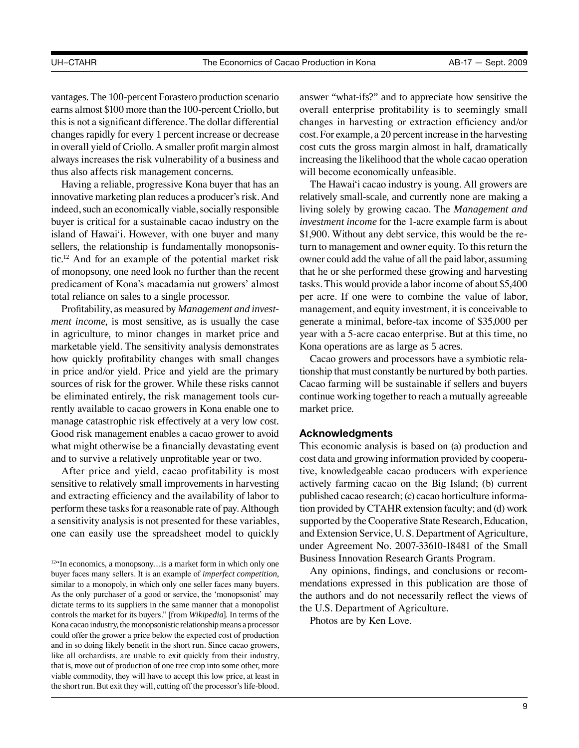vantages. The 100-percent Forastero production scenario earns almost $100 more than the 100-percent Criollo, but this is not a significant difference. The dollar differential changes rapidly for every 1 percent increase or decrease in overall yield of Criollo. A smaller profit margin almost always increases the risk vulnerability of a business and thus also affects risk management concerns.

Having a reliable, progressive Kona buyer that has an innovative marketing plan reduces a producer's risk. And indeed, such an economically viable, socially responsible buyer is critical for a sustainable cacao industry on the island of Hawai'i. However, with one buyer and many sellers, the relationship is fundamentally monopsonistic.[12] And for an example of the potential market risk of monopsony, one need look no further than the recent predicament of Kona's macadamia nut growers' almost total reliance on sales to a single processor.

Profitability, as measured by *Management and investment income,* is most sensitive, as is usually the case in agriculture, to minor changes in market price and marketable yield. The sensitivity analysis demonstrates how quickly profitability changes with small changes in price and/or yield. Price and yield are the primary sources of risk for the grower. While these risks cannot be eliminated entirely, the risk management tools currently available to cacao growers in Kona enable one to manage catastrophic risk effectively at a very low cost. Good risk management enables a cacao grower to avoid what might otherwise be a financially devastating event and to survive a relatively unprofitable year or two.

After price and yield, cacao profitability is most sensitive to relatively small improvements in harvesting and extracting efficiency and the availability of labor to perform these tasks for a reasonable rate of pay. Although a sensitivity analysis is not presented for these variables, one can easily use the spreadsheet model to quickly answer "what-ifs?" and to appreciate how sensitive the overall enterprise profitability is to seemingly small changes in harvesting or extraction efficiency and/or cost. For example, a 20 percent increase in the harvesting cost cuts the gross margin almost in half, dramatically increasing the likelihood that the whole cacao operation will become economically unfeasible.

The Hawai'i cacao industry is young. All growers are relatively small-scale, and currently none are making a living solely by growing cacao. The *Management and investment income* for the 1-acre example farm is about $1,900. Without any debt service, this would be the return to management and owner equity. To this return the owner could add the value of all the paid labor, assuming that he or she performed these growing and harvesting tasks. This would provide a labor income of about $5,400 per acre. If one were to combine the value of labor, management, and equity investment, it is conceivable to generate a minimal, before-tax income of $35,000 per year with a 5-acre cacao enterprise. But at this time, no Kona operations are as large as 5 acres.

Cacao growers and processors have a symbiotic relationship that must constantly be nurtured by both parties. Cacao farming will be sustainable if sellers and buyers continue working together to reach a mutually agreeable market price.

### Acknowledgments

This economic analysis is based on (a) production and cost data and growing information provided by cooperative, knowledgeable cacao producers with experience actively farming cacao on the Big Island; (b) current published cacao research; (c) cacao horticulture information provided by CTAHR extension faculty; and (d) work supported by the Cooperative State Research, Education, and Extension Service, U. S. Department of Agriculture, under Agreement No. 2007-33610-18481 of the Small Business Innovation Research Grants Program.

Any opinions, findings, and conclusions or recommendations expressed in this publication are those of the authors and do not necessarily reflect the views of the U.S. Department of Agriculture.

Photos are by Ken Love.

---

[12]"In economics, a monopsony…is a market form in which only one buyer faces many sellers. It is an example of *imperfect competition,* similar to a monopoly, in which only one seller faces many buyers. As the only purchaser of a good or service, the 'monopsonist' may dictate terms to its suppliers in the same manner that a monopolist controls the market for its buyers." [from *Wikipedia*]. In terms of the Kona cacao industry, the monopsonistic relationship means a processor could offer the grower a price below the expected cost of production and in so doing likely benefit in the short run. Since cacao growers, like all orchardists, are unable to exit quickly from their industry, that is, move out of production of one tree crop into some other, more viable commodity, they will have to accept this low price, at least in the short run. But exit they will, cutting off the processor's life-blood.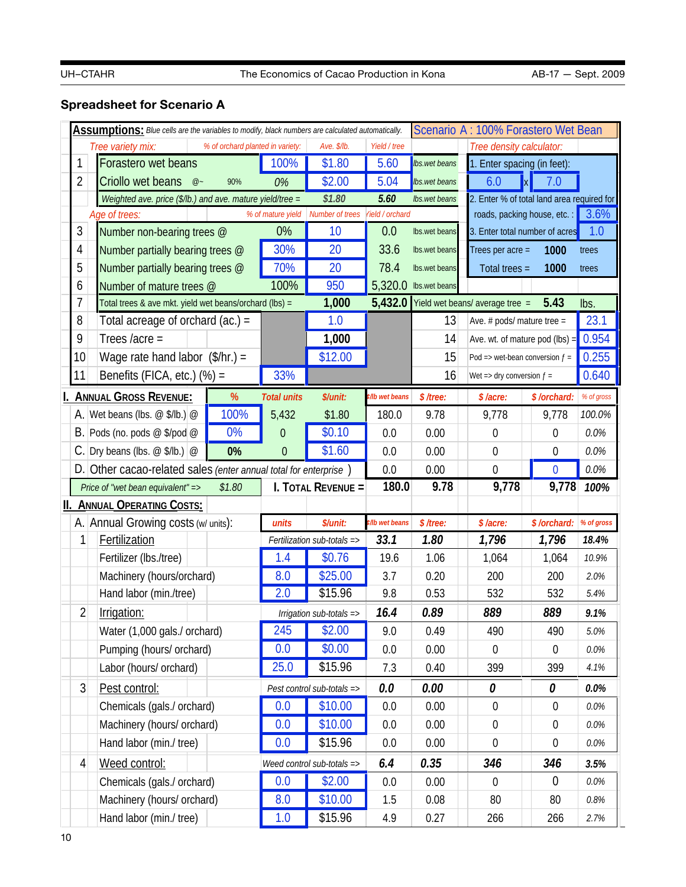## Spreadsheet for Scenario A

**Assumptions:** *Blue cells are the variables to modify, black numbers are calculated automatically.*

**Scenario A : 100% Forastero Wet Bean**

| | *Tree variety mix:* | *% of orchard planted in variety:* | *Ave. $/lb.* | *Yield / tree* | |
|---|---|---|---|---|---|
| 1 | Forastero wet beans | 100% | $1.80 | 5.60 | lbs.wet beans |
| 2 | Criollo wet beans @~ 90% | 0% | $2.00 | 5.04 | lbs.wet beans |
| | *Weighted ave. price ($/lb.) and ave. mature yield/tree =* | | *$1.80* | *5.60* | lbs.wet beans |

| | *Age of trees:* | *% of mature yield* | *Number of trees* | *Yield / orchard* | |
|---|---|---|---|---|---|
| 3 | Number non-bearing trees @ | 0% | 10 | 0.0 | lbs.wet beans |
| 4 | Number partially bearing trees @ | 30% | 20 | 33.6 | lbs.wet beans |
| 5 | Number partially bearing trees @ | 70% | 20 | 78.4 | lbs.wet beans |
| 6 | Number of mature trees @ | 100% | 950 | 5,320.0 | lbs.wet beans |
| 7 | Total trees & ave mkt. yield wet beans/orchard (lbs) = | | **1,000** | **5,432.0** | |

Yield wet beans/ average tree = **5.43** lbs.

*Tree density calculator:*

| | | |
|---|---|---|
| 1. Enter spacing (in feet): | 6.0 x 7.0 | |
| 2. Enter % of total land area required for roads, packing house, etc. : | 3.6% | |
| 3. Enter total number of acres | 1.0 | |
| Trees per acre = | 1000 | trees |
| Total trees = | 1000 | trees |

| | | | | | |
|---|---|---|---|---|---|
| 8 | Total acreage of orchard (ac.) = | 1.0 | 13 | Ave. # pods/ mature tree = | 23.1 |
| 9 | Trees /acre = | **1,000** | 14 | Ave. wt. of mature pod (lbs) = | 0.954 |
| 10 | Wage rate hand labor ($/hr.) = | $12.00 | 15 | Pod => wet-bean conversion *f* = | 0.255 |
| 11 | Benefits (FICA, etc.) (%) = 33% | | 16 | Wet => dry conversion *f* = | 0.640 |

| **I. Annual Gross Revenue:** | % | *Total units* | *$/unit:* | *¢/lb wet beans* | *$ /tree:* | *$ /acre:* | *$ /orchard:* | *% of gross* |
|---|---|---|---|---|---|---|---|---|
| A. Wet beans (lbs. @ $/lb.) @ | 100% | 5,432 | $1.80 | 180.0 | 9.78 | 9,778 | 9,778 | *100.0%* |
| B. Pods (no. pods @ $/pod @ | 0% | 0 | $0.10 | 0.0 | 0.00 | 0 | 0 | *0.0%* |
| C. Dry beans (lbs. @ $/lb.) @ | **0%** | 0 | $1.60 | 0.0 | 0.00 | 0 | 0 | *0.0%* |
| D. Other cacao-related sales *(enter annual total for enterprise)* | | | | 0.0 | 0.00 | 0 | 0 | *0.0%* |
| *Price of "wet bean equivalent" =>* *$1.80* | | **I. Total Revenue =** | | **180.0** | **9.78** | **9,778** | **9,778** | **100%** |

**II. Annual Operating Costs:**

| A. Annual Growing costs (w/ units): | *units* | *$/unit:* | *¢/lb wet beans* | *$ /tree:* | *$ /acre:* | *$ /orchard:* | *% of gross* |
|---|---|---|---|---|---|---|---|
| 1 Fertilization | *Fertilization sub-totals =>* | | ***33.1*** | ***1.80*** | ***1,796*** | ***1,796*** | ***18.4%*** |
| Fertilizer (lbs./tree) | 1.4 | $0.76 | 19.6 | 1.06 | 1,064 | 1,064 | *10.9%* |
| Machinery (hours/orchard) | 8.0 | $25.00 | 3.7 | 0.20 | 200 | 200 | *2.0%* |
| Hand labor (min./tree) | 2.0 | $15.96 | 9.8 | 0.53 | 532 | 532 | *5.4%* |
| 2 Irrigation: | *Irrigation sub-totals =>* | | ***16.4*** | ***0.89*** | ***889*** | ***889*** | ***9.1%*** |
| Water (1,000 gals./ orchard) | 245 | $2.00 | 9.0 | 0.49 | 490 | 490 | *5.0%* |
| Pumping (hours/ orchard) | 0.0 | $0.00 | 0.0 | 0.00 | 0 | 0 | *0.0%* |
| Labor (hours/ orchard) | 25.0 | $15.96 | 7.3 | 0.40 | 399 | 399 | *4.1%* |
| 3 Pest control: | *Pest control sub-totals =>* | | ***0.0*** | ***0.00*** | ***0*** | ***0*** | ***0.0%*** |
| Chemicals (gals./ orchard) | 0.0 | $10.00 | 0.0 | 0.00 | 0 | 0 | *0.0%* |
| Machinery (hours/ orchard) | 0.0 | $10.00 | 0.0 | 0.00 | 0 | 0 | *0.0%* |
| Hand labor (min./ tree) | 0.0 | $15.96 | 0.0 | 0.00 | 0 | 0 | *0.0%* |
| 4 Weed control: | *Weed control sub-totals =>* | | ***6.4*** | ***0.35*** | ***346*** | ***346*** | ***3.5%*** |
| Chemicals (gals./ orchard) | 0.0 | $2.00 | 0.0 | 0.00 | 0 | 0 | *0.0%* |
| Machinery (hours/ orchard) | 8.0 | $10.00 | 1.5 | 0.08 | 80 | 80 | *0.8%* |
| Hand labor (min./ tree) | 1.0 | $15.96 | 4.9 | 0.27 | 266 | 266 | *2.7%* |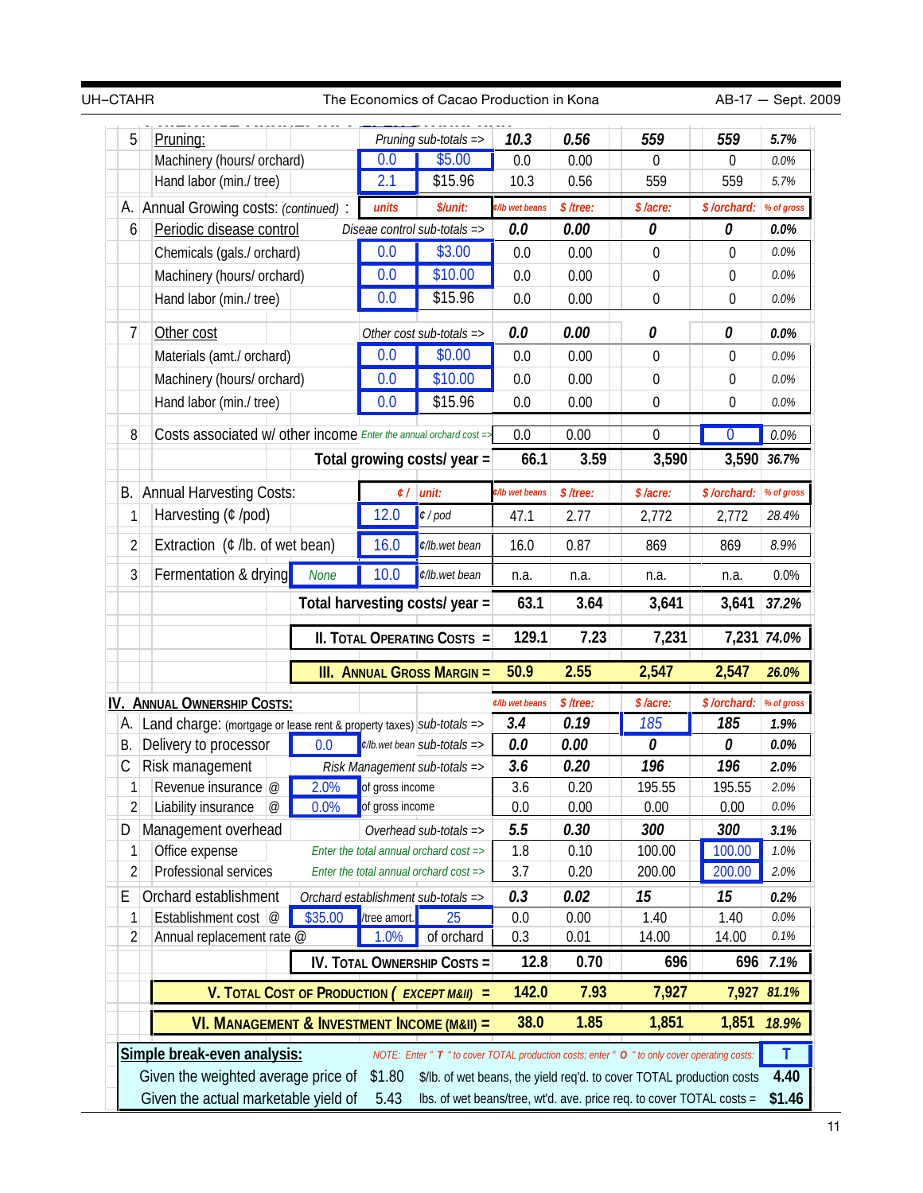| | | | | | ¢/lb wet beans | $ /tree: | $ /acre: | $ /orchard: | % of gross |
|---|---|---|---|---|---|---|---|---|---|
| 5 | Pruning: | | Pruning sub-totals => | | 10.3 | 0.56 | 559 | 559 | 5.7% |
| | Machinery (hours/ orchard) | | 0.0 | $5.00 | 0.0 | 0.00 | 0 | 0 | 0.0% |
| | Hand labor (min./ tree) | | 2.1 | $15.96 | 10.3 | 0.56 | 559 | 559 | 5.7% |
| A. | Annual Growing costs: (continued) : | | units | $/unit: | ¢/lb wet beans | $ /tree: | $ /acre: | $ /orchard: | % of gross |
| 6 | Periodic disease control | | Diseae control sub-totals => | | 0.0 | 0.00 | 0 | 0 | 0.0% |
| | Chemicals (gals./ orchard) | | 0.0 | $3.00 | 0.0 | 0.00 | 0 | 0 | 0.0% |
| | Machinery (hours/ orchard) | | 0.0 | $10.00 | 0.0 | 0.00 | 0 | 0 | 0.0% |
| | Hand labor (min./ tree) | | 0.0 | $15.96 | 0.0 | 0.00 | 0 | 0 | 0.0% |
| 7 | Other cost | | Other cost sub-totals => | | 0.0 | 0.00 | 0 | 0 | 0.0% |
| | Materials (amt./ orchard) | | 0.0 | $0.00 | 0.0 | 0.00 | 0 | 0 | 0.0% |
| | Machinery (hours/ orchard) | | 0.0 | $10.00 | 0.0 | 0.00 | 0 | 0 | 0.0% |
| | Hand labor (min./ tree) | | 0.0 | $15.96 | 0.0 | 0.00 | 0 | 0 | 0.0% |
| 8 | Costs associated w/ other income | | Enter the annual orchard cost => | | 0.0 | 0.00 | 0 | 0 | 0.0% |
| | | | Total growing costs/ year = | | 66.1 | 3.59 | 3,590 | 3,590 | 36.7% |
| B. | Annual Harvesting Costs: | | ¢ / | unit: | ¢/lb wet beans | $ /tree: | $ /acre: | $ /orchard: | % of gross |
| 1 | Harvesting (¢ /pod) | | 12.0 | ¢ / pod | 47.1 | 2.77 | 2,772 | 2,772 | 28.4% |
| 2 | Extraction (¢ /lb. of wet bean) | | 16.0 | ¢/lb.wet bean | 16.0 | 0.87 | 869 | 869 | 8.9% |
| 3 | Fermentation & drying | None | 10.0 | ¢/lb.wet bean | n.a. | n.a. | n.a. | n.a. | 0.0% |
| | | | Total harvesting costs/ year = | | 63.1 | 3.64 | 3,641 | 3,641 | 37.2% |
| | | | II. TOTAL OPERATING COSTS = | | 129.1 | 7.23 | 7,231 | 7,231 | 74.0% |
| | | | III. ANNUAL GROSS MARGIN = | | 50.9 | 2.55 | 2,547 | 2,547 | 26.0% |
| IV. | ANNUAL OWNERSHIP COSTS: | | | | ¢/lb wet beans | $ /tree: | $ /acre: | $ /orchard: | % of gross |
| A. | Land charge: (mortgage or lease rent & property taxes) | | | sub-totals => | 3.4 | 0.19 | 185 | 185 | 1.9% |
| B. | Delivery to processor | | 0.0 | ¢/lb.wet bean sub-totals => | 0.0 | 0.00 | 0 | 0 | 0.0% |
| C | Risk management | | Risk Management sub-totals => | | 3.6 | 0.20 | 196 | 196 | 2.0% |
| 1 | Revenue insurance @ | | 2.0% | of gross income | 3.6 | 0.20 | 195.55 | 195.55 | 2.0% |
| 2 | Liability insurance @ | | 0.0% | of gross income | 0.0 | 0.00 | 0.00 | 0.00 | 0.0% |
| D | Management overhead | | Overhead sub-totals => | | 5.5 | 0.30 | 300 | 300 | 3.1% |
| 1 | Office expense | | Enter the total annual orchard cost => | | 1.8 | 0.10 | 100.00 | 100.00 | 1.0% |
| 2 | Professional services | | Enter the total annual orchard cost => | | 3.7 | 0.20 | 200.00 | 200.00 | 2.0% |
| E | Orchard establishment | | Orchard establishment sub-totals => | | 0.3 | 0.02 | 15 | 15 | 0.2% |
| 1 | Establishment cost @ | $35.00 | /tree amort. | 25 | 0.0 | 0.00 | 1.40 | 1.40 | 0.0% |
| 2 | Annual replacement rate @ | | 1.0% | of orchard | 0.3 | 0.01 | 14.00 | 14.00 | 0.1% |
| | | | IV. TOTAL OWNERSHIP COSTS = | | 12.8 | 0.70 | 696 | 696 | 7.1% |
| | | | V. TOTAL COST OF PRODUCTION ( EXCEPT M&II) = | | 142.0 | 7.93 | 7,927 | 7,927 | 81.1% |
| | | | VI. MANAGEMENT & INVESTMENT INCOME (M&II) = | | 38.0 | 1.85 | 1,851 | 1,851 | 18.9% |

**Simple break-even analysis:** NOTE: Enter " T " to cover TOTAL production costs; enter " O " to only cover operating costs: **T**

| | | | |
|---|---|---|---|
| Given the weighted average price of | $1.80 | $/lb. of wet beans, the yield req'd. to cover TOTAL production costs | 4.40 |
| Given the actual marketable yield of | 5.43 | lbs. of wet beans/tree, wt'd. ave. price req. to cover TOTAL costs = | $1.46 |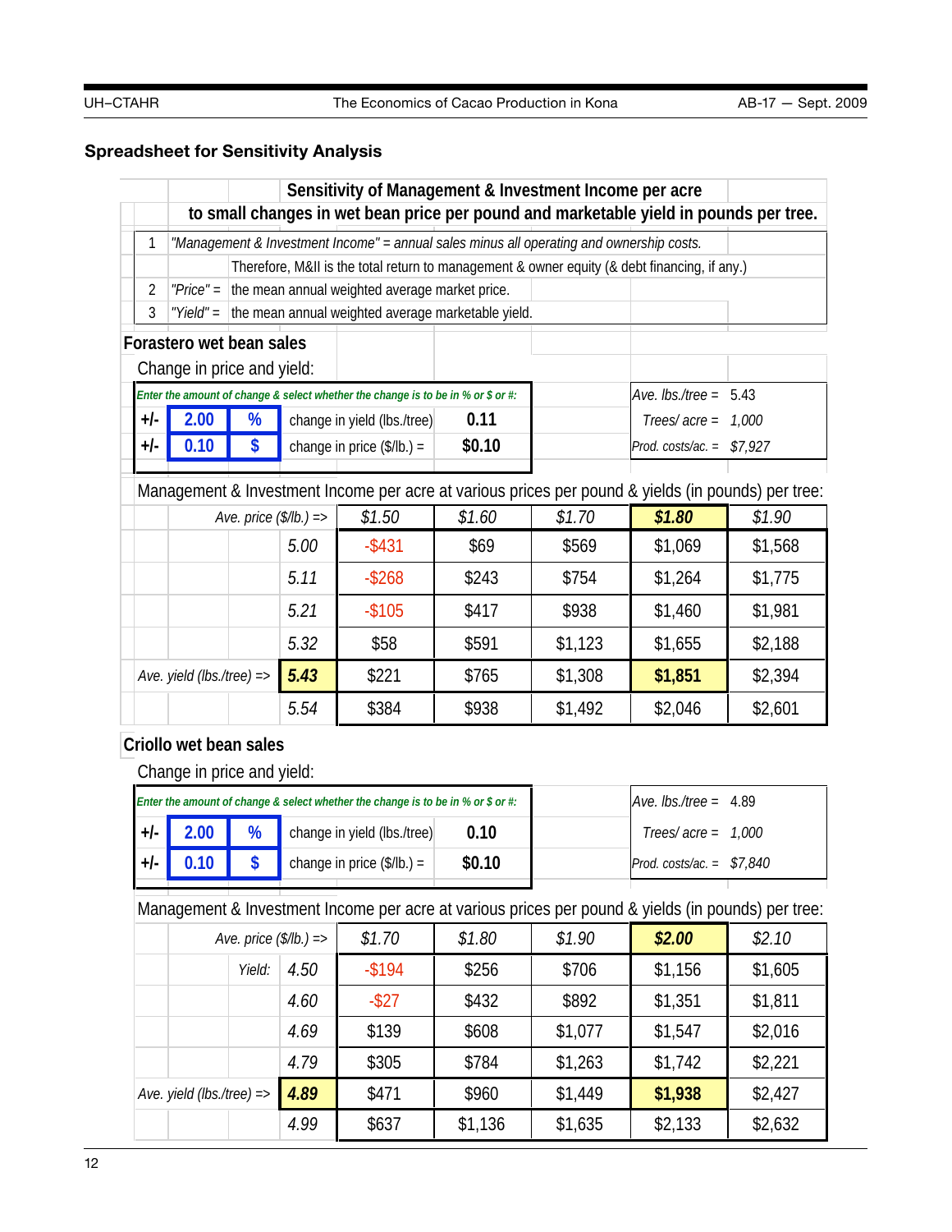## Spreadsheet for Sensitivity Analysis

### Sensitivity of Management & Investment Income per acre to small changes in wet bean price per pound and marketable yield in pounds per tree.

1 *"Management & Investment Income"* = annual sales minus all operating and ownership costs.
Therefore, M&II is the total return to management & owner equity (& debt financing, if any.)

2 *"Price"* = the mean annual weighted average market price.

3 *"Yield"* = the mean annual weighted average marketable yield.

### Forastero wet bean sales

Change in price and yield:

*Enter the amount of change & select whether the change is to be in % or $ or #:*

| | | | | |
|---|---|---|---|---|
| +/- | 2.00 | % | change in yield (lbs./tree) | 0.11 |
| +/- | 0.10 | $ | change in price ($/lb.) = | $0.10 |

*Ave. lbs./tree =* 5.43
*Trees/ acre =* *1,000*
*Prod. costs/ac. =* *$7,927*

Management & Investment Income per acre at various prices per pound & yields (in pounds) per tree:

| | *Ave. price ($/lb.) =>* | *$1.50* | *$1.60* | *$1.70* | ***$1.80*** | *$1.90* |
|---|---|---|---|---|---|---|
| | *5.00* | -$431 | $69 | $569 | $1,069 | $1,568 |
| | *5.11* | -$268 | $243 | $754 | $1,264 | $1,775 |
| | *5.21* | -$105 | $417 | $938 | $1,460 | $1,981 |
| | *5.32* | $58 | $591 | $1,123 | $1,655 | $2,188 |
| *Ave. yield (lbs./tree) =>* | ***5.43*** | $221 | $765 | $1,308 | **$1,851** | $2,394 |
| | *5.54* | $384 | $938 | $1,492 | $2,046 | $2,601 |

### Criollo wet bean sales

Change in price and yield:

*Enter the amount of change & select whether the change is to be in % or $ or #:*

| | | | | |
|---|---|---|---|---|
| +/- | 2.00 | % | change in yield (lbs./tree) | 0.10 |
| +/- | 0.10 | $ | change in price ($/lb.) = | $0.10 |

*Ave. lbs./tree =* 4.89
*Trees/ acre =* *1,000*
*Prod. costs/ac. =* *$7,840*

Management & Investment Income per acre at various prices per pound & yields (in pounds) per tree:

| | *Ave. price ($/lb.) =>* | *$1.70* | *$1.80* | *$1.90* | ***$2.00*** | *$2.10* |
|---|---|---|---|---|---|---|
| *Yield:* | *4.50* | -$194 | $256 | $706 | $1,156 | $1,605 |
| | *4.60* | -$27 | $432 | $892 | $1,351 | $1,811 |
| | *4.69* | $139 | $608 | $1,077 | $1,547 | $2,016 |
| | *4.79* | $305 | $784 | $1,263 | $1,742 | $2,221 |
| *Ave. yield (lbs./tree) =>* | ***4.89*** | $471 | $960 | $1,449 | **$1,938** | $2,427 |
| | *4.99* | $637 | $1,136 | $1,635 | $2,133 | $2,632 |